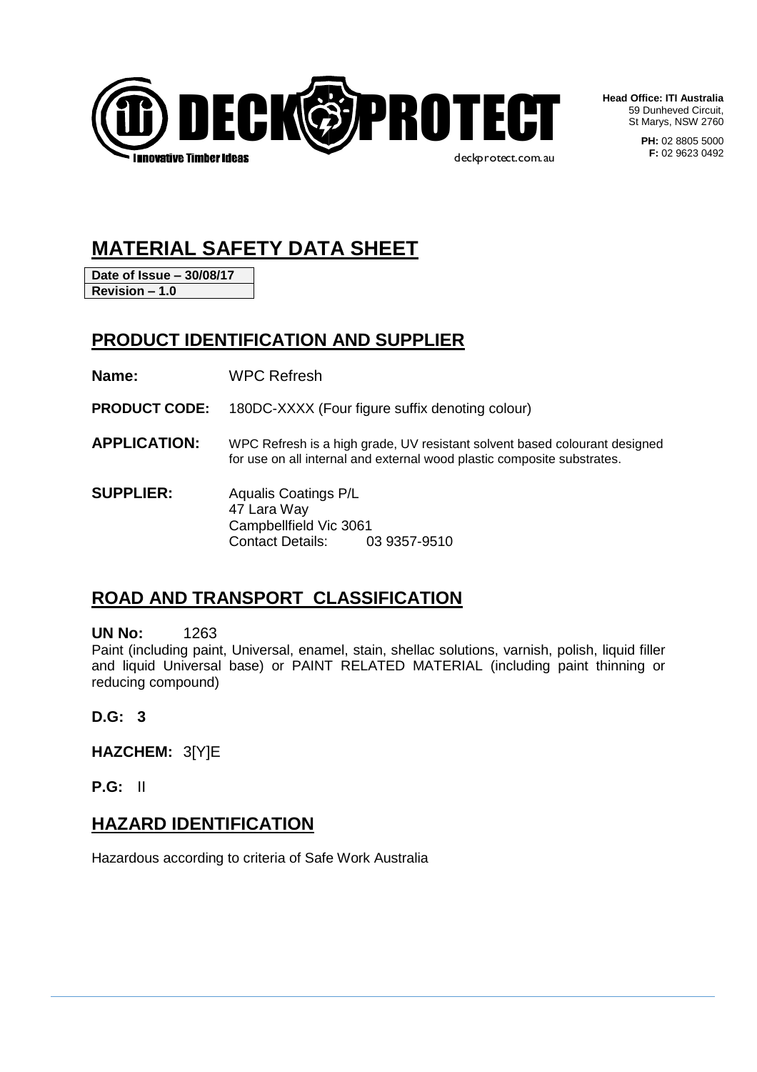DECK PROTECT
Innovative Timber Ideas
deckprotect.com.au

**Head Office: ITI Australia**
59 Dunheved Circuit,
St Marys, NSW 2760

**PH:** 02 8805 5000
**F:** 02 9623 0492

# MATERIAL SAFETY DATA SHEET

| **Date of Issue – 30/08/17** |
|---|
| **Revision – 1.0** |

## PRODUCT IDENTIFICATION AND SUPPLIER

**Name:** WPC Refresh

**PRODUCT CODE:** 180DC-XXXX (Four figure suffix denoting colour)

**APPLICATION:** WPC Refresh is a high grade, UV resistant solvent based colourant designed for use on all internal and external wood plastic composite substrates.

**SUPPLIER:** Aqualis Coatings P/L
47 Lara Way
Campbellfield Vic 3061
Contact Details: 03 9357-9510

## ROAD AND TRANSPORT CLASSIFICATION

**UN No:** 1263

Paint (including paint, Universal, enamel, stain, shellac solutions, varnish, polish, liquid filler and liquid Universal base) or PAINT RELATED MATERIAL (including paint thinning or reducing compound)

**D.G: 3**

**HAZCHEM:** 3[Y]E

**P.G:** II

## HAZARD IDENTIFICATION

Hazardous according to criteria of Safe Work Australia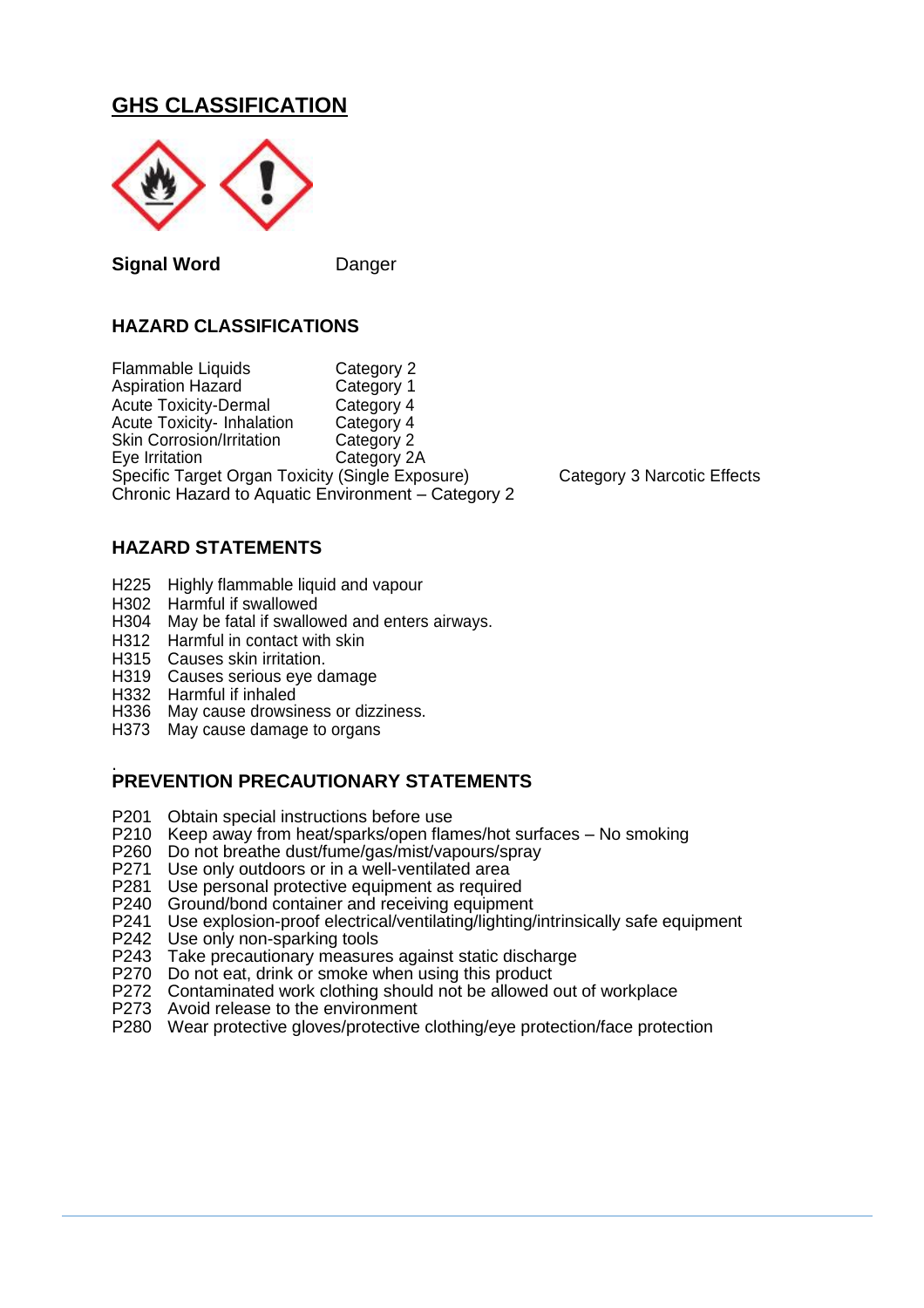## GHS CLASSIFICATION

**Signal Word** Danger

### HAZARD CLASSIFICATIONS

| | |
|---|---|
| Flammable Liquids | Category 2 |
| Aspiration Hazard | Category 1 |
| Acute Toxicity-Dermal | Category 4 |
| Acute Toxicity- Inhalation | Category 4 |
| Skin Corrosion/Irritation | Category 2 |
| Eye Irritation | Category 2A |
| Specific Target Organ Toxicity (Single Exposure) | Category 3 Narcotic Effects |
| Chronic Hazard to Aquatic Environment – Category 2 | |

### HAZARD STATEMENTS

- H225 Highly flammable liquid and vapour
- H302 Harmful if swallowed
- H304 May be fatal if swallowed and enters airways.
- H312 Harmful in contact with skin
- H315 Causes skin irritation.
- H319 Causes serious eye damage
- H332 Harmful if inhaled
- H336 May cause drowsiness or dizziness.
- H373 May cause damage to organs

### PREVENTION PRECAUTIONARY STATEMENTS

- P201 Obtain special instructions before use
- P210 Keep away from heat/sparks/open flames/hot surfaces – No smoking
- P260 Do not breathe dust/fume/gas/mist/vapours/spray
- P271 Use only outdoors or in a well-ventilated area
- P281 Use personal protective equipment as required
- P240 Ground/bond container and receiving equipment
- P241 Use explosion-proof electrical/ventilating/lighting/intrinsically safe equipment
- P242 Use only non-sparking tools
- P243 Take precautionary measures against static discharge
- P270 Do not eat, drink or smoke when using this product
- P272 Contaminated work clothing should not be allowed out of workplace
- P273 Avoid release to the environment
- P280 Wear protective gloves/protective clothing/eye protection/face protection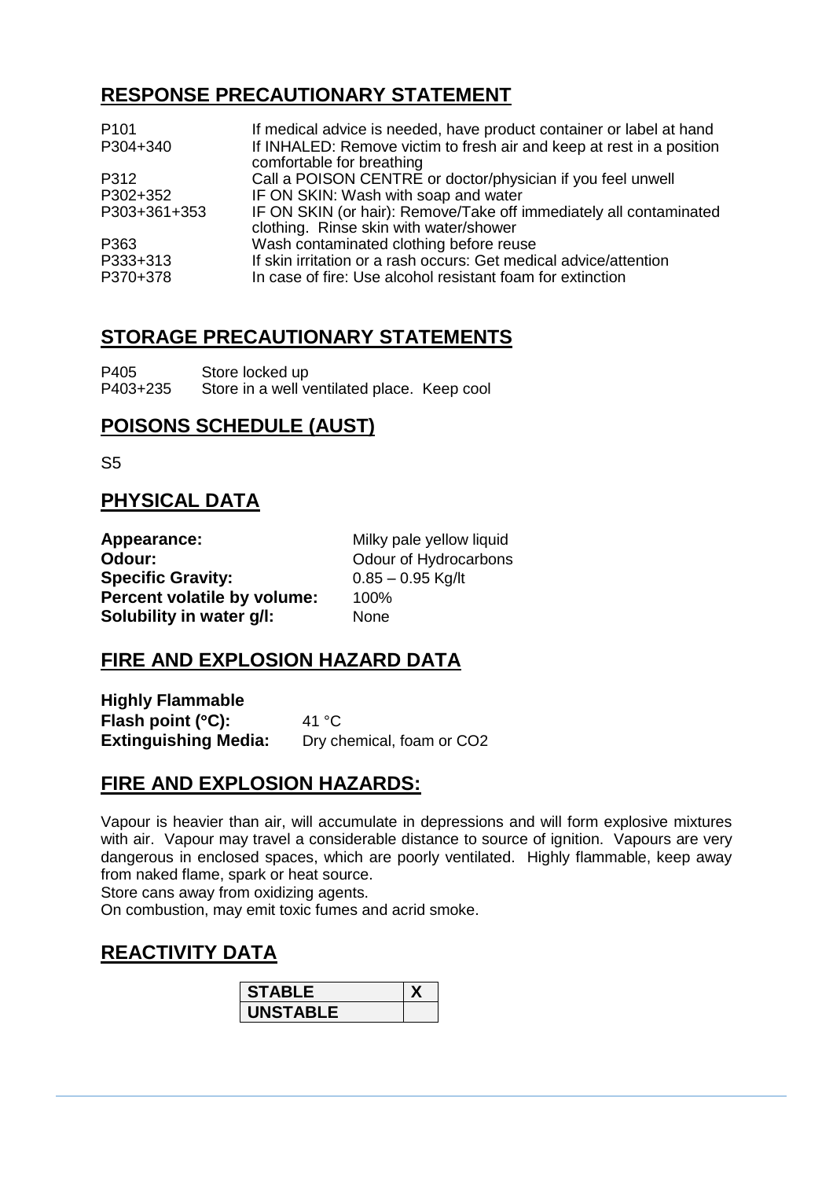## RESPONSE PRECAUTIONARY STATEMENT

| | |
|---|---|
| P101 | If medical advice is needed, have product container or label at hand |
| P304+340 | If INHALED: Remove victim to fresh air and keep at rest in a position comfortable for breathing |
| P312 | Call a POISON CENTRE or doctor/physician if you feel unwell |
| P302+352 | IF ON SKIN: Wash with soap and water |
| P303+361+353 | IF ON SKIN (or hair): Remove/Take off immediately all contaminated clothing. Rinse skin with water/shower |
| P363 | Wash contaminated clothing before reuse |
| P333+313 | If skin irritation or a rash occurs: Get medical advice/attention |
| P370+378 | In case of fire: Use alcohol resistant foam for extinction |

## STORAGE PRECAUTIONARY STATEMENTS

| | |
|---|---|
| P405 | Store locked up |
| P403+235 | Store in a well ventilated place. Keep cool |

## POISONS SCHEDULE (AUST)

S5

## PHYSICAL DATA

**Appearance:** Milky pale yellow liquid
**Odour:** Odour of Hydrocarbons
**Specific Gravity:** 0.85 – 0.95 Kg/lt
**Percent volatile by volume:** 100%
**Solubility in water g/l:** None

## FIRE AND EXPLOSION HAZARD DATA

**Highly Flammable**
**Flash point (°C):** 41 °C
**Extinguishing Media:** Dry chemical, foam or CO2

## FIRE AND EXPLOSION HAZARDS:

Vapour is heavier than air, will accumulate in depressions and will form explosive mixtures with air. Vapour may travel a considerable distance to source of ignition. Vapours are very dangerous in enclosed spaces, which are poorly ventilated. Highly flammable, keep away from naked flame, spark or heat source.
Store cans away from oxidizing agents.
On combustion, may emit toxic fumes and acrid smoke.

## REACTIVITY DATA

| | |
|---|---|
| **STABLE** | **X** |
| **UNSTABLE** | |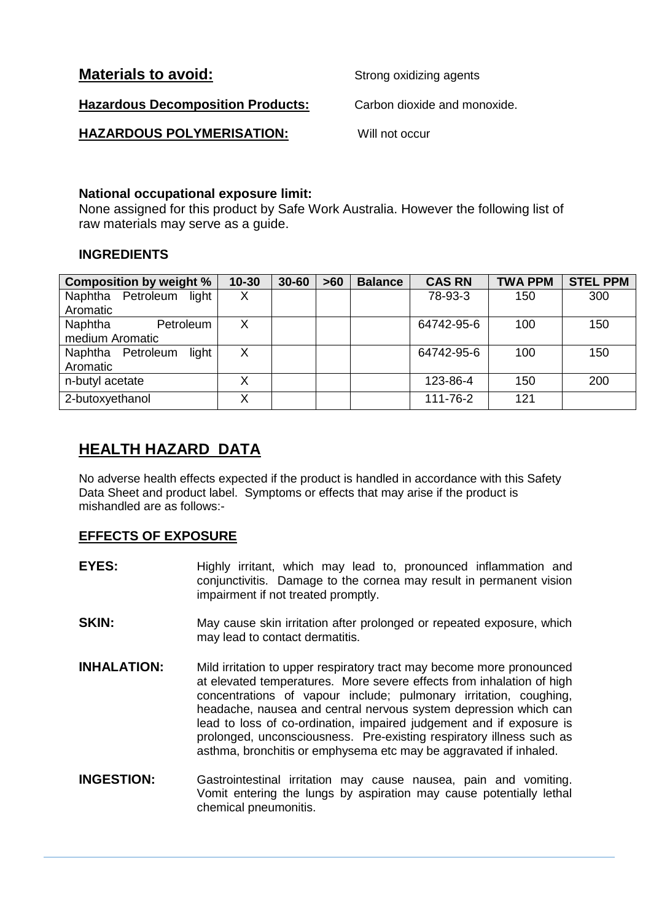**Materials to avoid:** Strong oxidizing agents

**Hazardous Decomposition Products:** Carbon dioxide and monoxide.

**HAZARDOUS POLYMERISATION:** Will not occur

**National occupational exposure limit:**
None assigned for this product by Safe Work Australia. However the following list of raw materials may serve as a guide.

**INGREDIENTS**

| Composition by weight % | 10-30 | 30-60 | >60 | Balance | CAS RN | TWA PPM | STEL PPM |
|---|---|---|---|---|---|---|---|
| Naphtha Petroleum light Aromatic | X | | | | 78-93-3 | 150 | 300 |
| Naphtha Petroleum medium Aromatic | X | | | | 64742-95-6 | 100 | 150 |
| Naphtha Petroleum light Aromatic | X | | | | 64742-95-6 | 100 | 150 |
| n-butyl acetate | X | | | | 123-86-4 | 150 | 200 |
| 2-butoxyethanol | X | | | | 111-76-2 | 121 | |

## HEALTH HAZARD DATA

No adverse health effects expected if the product is handled in accordance with this Safety Data Sheet and product label. Symptoms or effects that may arise if the product is mishandled are as follows:-

### EFFECTS OF EXPOSURE

**EYES:** Highly irritant, which may lead to, pronounced inflammation and conjunctivitis. Damage to the cornea may result in permanent vision impairment if not treated promptly.

**SKIN:** May cause skin irritation after prolonged or repeated exposure, which may lead to contact dermatitis.

**INHALATION:** Mild irritation to upper respiratory tract may become more pronounced at elevated temperatures. More severe effects from inhalation of high concentrations of vapour include; pulmonary irritation, coughing, headache, nausea and central nervous system depression which can lead to loss of co-ordination, impaired judgement and if exposure is prolonged, unconsciousness. Pre-existing respiratory illness such as asthma, bronchitis or emphysema etc may be aggravated if inhaled.

**INGESTION:** Gastrointestinal irritation may cause nausea, pain and vomiting. Vomit entering the lungs by aspiration may cause potentially lethal chemical pneumonitis.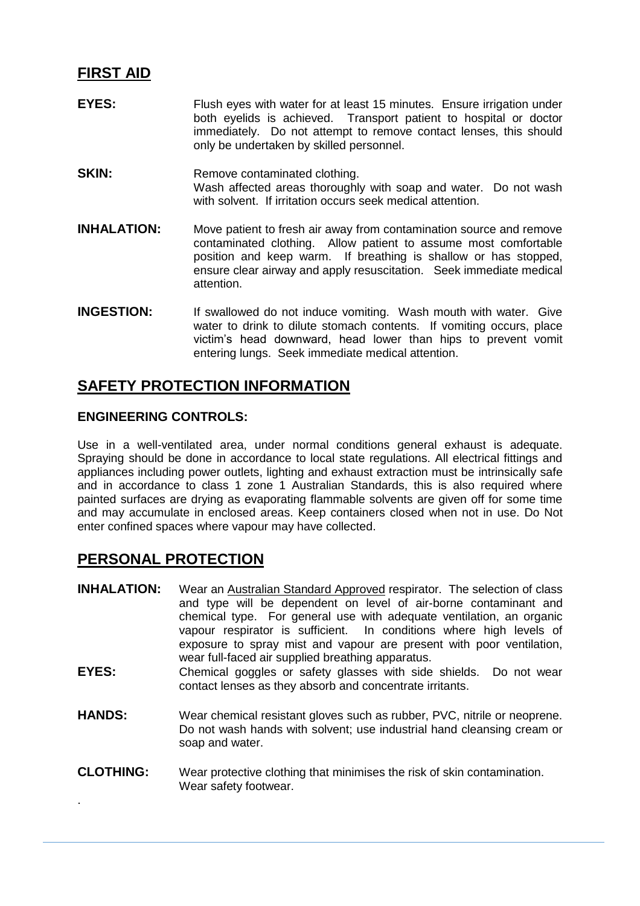## FIRST AID

**EYES:** Flush eyes with water for at least 15 minutes. Ensure irrigation under both eyelids is achieved. Transport patient to hospital or doctor immediately. Do not attempt to remove contact lenses, this should only be undertaken by skilled personnel.

**SKIN:** Remove contaminated clothing.
Wash affected areas thoroughly with soap and water. Do not wash with solvent. If irritation occurs seek medical attention.

**INHALATION:** Move patient to fresh air away from contamination source and remove contaminated clothing. Allow patient to assume most comfortable position and keep warm. If breathing is shallow or has stopped, ensure clear airway and apply resuscitation. Seek immediate medical attention.

**INGESTION:** If swallowed do not induce vomiting. Wash mouth with water. Give water to drink to dilute stomach contents. If vomiting occurs, place victim's head downward, head lower than hips to prevent vomit entering lungs. Seek immediate medical attention.

## SAFETY PROTECTION INFORMATION

### ENGINEERING CONTROLS:

Use in a well-ventilated area, under normal conditions general exhaust is adequate. Spraying should be done in accordance to local state regulations. All electrical fittings and appliances including power outlets, lighting and exhaust extraction must be intrinsically safe and in accordance to class 1 zone 1 Australian Standards, this is also required where painted surfaces are drying as evaporating flammable solvents are given off for some time and may accumulate in enclosed areas. Keep containers closed when not in use. Do Not enter confined spaces where vapour may have collected.

## PERSONAL PROTECTION

**INHALATION:** Wear an Australian Standard Approved respirator. The selection of class and type will be dependent on level of air-borne contaminant and chemical type. For general use with adequate ventilation, an organic vapour respirator is sufficient. In conditions where high levels of exposure to spray mist and vapour are present with poor ventilation, wear full-faced air supplied breathing apparatus.

**EYES:** Chemical goggles or safety glasses with side shields. Do not wear contact lenses as they absorb and concentrate irritants.

**HANDS:** Wear chemical resistant gloves such as rubber, PVC, nitrile or neoprene. Do not wash hands with solvent; use industrial hand cleansing cream or soap and water.

**CLOTHING:** Wear protective clothing that minimises the risk of skin contamination. Wear safety footwear.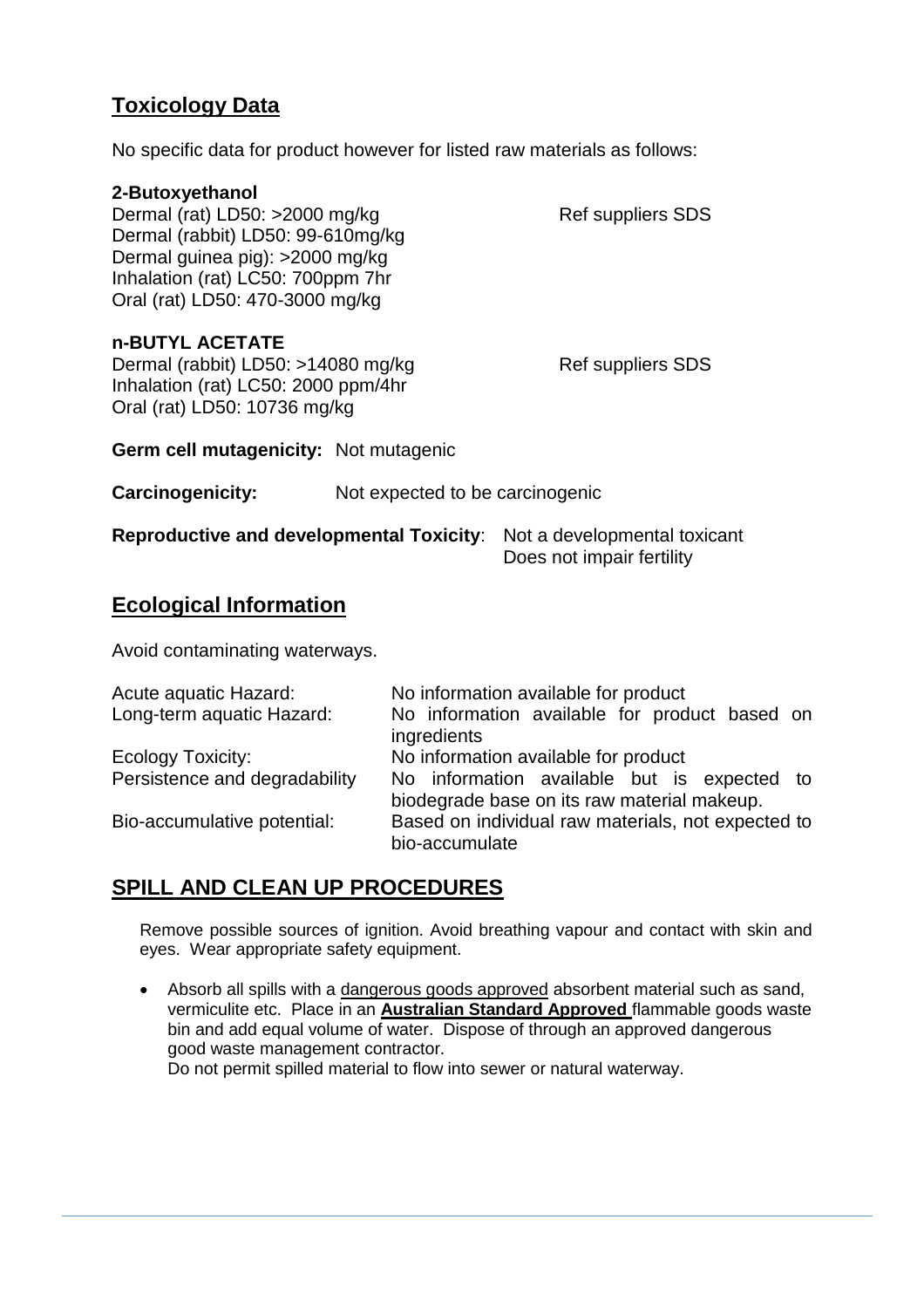## Toxicology Data

No specific data for product however for listed raw materials as follows:

**2-Butoxyethanol**

Dermal (rat) LD50: >2000 mg/kg — Ref suppliers SDS
Dermal (rabbit) LD50: 99-610mg/kg
Dermal guinea pig): >2000 mg/kg
Inhalation (rat) LC50: 700ppm 7hr
Oral (rat) LD50: 470-3000 mg/kg

**n-BUTYL ACETATE**

Dermal (rabbit) LD50: >14080 mg/kg — Ref suppliers SDS
Inhalation (rat) LC50: 2000 ppm/4hr
Oral (rat) LD50: 10736 mg/kg

**Germ cell mutagenicity:** Not mutagenic

**Carcinogenicity:** Not expected to be carcinogenic

**Reproductive and developmental Toxicity**: Not a developmental toxicant
Does not impair fertility

## Ecological Information

Avoid contaminating waterways.

| | |
|---|---|
| Acute aquatic Hazard: | No information available for product |
| Long-term aquatic Hazard: | No information available for product based on ingredients |
| Ecology Toxicity: | No information available for product |
| Persistence and degradability | No information available but is expected to biodegrade base on its raw material makeup. |
| Bio-accumulative potential: | Based on individual raw materials, not expected to bio-accumulate |

## SPILL AND CLEAN UP PROCEDURES

Remove possible sources of ignition. Avoid breathing vapour and contact with skin and eyes. Wear appropriate safety equipment.

- Absorb all spills with a dangerous goods approved absorbent material such as sand, vermiculite etc. Place in an **Australian Standard Approved** flammable goods waste bin and add equal volume of water. Dispose of through an approved dangerous good waste management contractor.
  Do not permit spilled material to flow into sewer or natural waterway.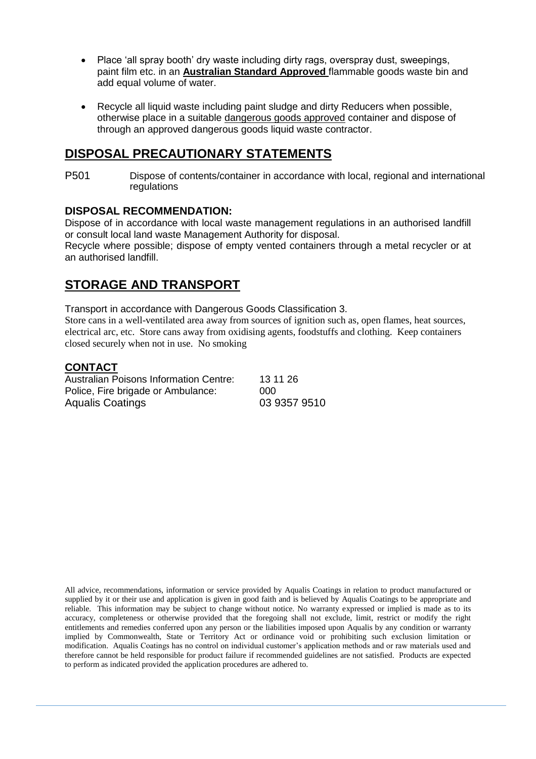- Place 'all spray booth' dry waste including dirty rags, overspray dust, sweepings, paint film etc. in an **Australian Standard Approved** flammable goods waste bin and add equal volume of water.

- Recycle all liquid waste including paint sludge and dirty Reducers when possible, otherwise place in a suitable dangerous goods approved container and dispose of through an approved dangerous goods liquid waste contractor.

## DISPOSAL PRECAUTIONARY STATEMENTS

P501 Dispose of contents/container in accordance with local, regional and international regulations

### DISPOSAL RECOMMENDATION:

Dispose of in accordance with local waste management regulations in an authorised landfill or consult local land waste Management Authority for disposal.
Recycle where possible; dispose of empty vented containers through a metal recycler or at an authorised landfill.

## STORAGE AND TRANSPORT

Transport in accordance with Dangerous Goods Classification 3.
Store cans in a well-ventilated area away from sources of ignition such as, open flames, heat sources, electrical arc, etc. Store cans away from oxidising agents, foodstuffs and clothing. Keep containers closed securely when not in use. No smoking

### CONTACT

| | |
|---|---|
| Australian Poisons Information Centre: | 13 11 26 |
| Police, Fire brigade or Ambulance: | 000 |
| Aqualis Coatings | 03 9357 9510 |

All advice, recommendations, information or service provided by Aqualis Coatings in relation to product manufactured or supplied by it or their use and application is given in good faith and is believed by Aqualis Coatings to be appropriate and reliable. This information may be subject to change without notice. No warranty expressed or implied is made as to its accuracy, completeness or otherwise provided that the foregoing shall not exclude, limit, restrict or modify the right entitlements and remedies conferred upon any person or the liabilities imposed upon Aqualis by any condition or warranty implied by Commonwealth, State or Territory Act or ordinance void or prohibiting such exclusion limitation or modification. Aqualis Coatings has no control on individual customer's application methods and or raw materials used and therefore cannot be held responsible for product failure if recommended guidelines are not satisfied. Products are expected to perform as indicated provided the application procedures are adhered to.